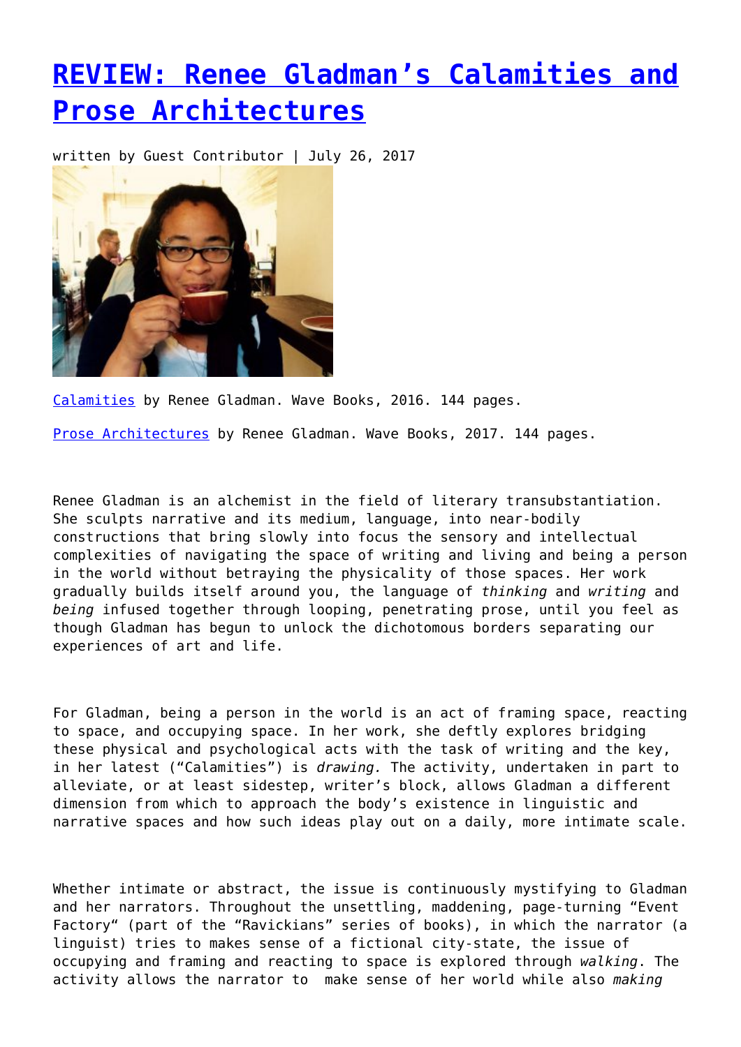# [REVIEW: Renee Gladman's Calamities and Prose Architectures]

written by Guest Contributor | July 26, 2017

[Calamities] by Renee Gladman. Wave Books, 2016. 144 pages.

[Prose Architectures] by Renee Gladman. Wave Books, 2017. 144 pages.

Renee Gladman is an alchemist in the field of literary transubstantiation. She sculpts narrative and its medium, language, into near-bodily constructions that bring slowly into focus the sensory and intellectual complexities of navigating the space of writing and living and being a person in the world without betraying the physicality of those spaces. Her work gradually builds itself around you, the language of *thinking* and *writing* and *being* infused together through looping, penetrating prose, until you feel as though Gladman has begun to unlock the dichotomous borders separating our experiences of art and life.

For Gladman, being a person in the world is an act of framing space, reacting to space, and occupying space. In her work, she deftly explores bridging these physical and psychological acts with the task of writing and the key, in her latest ("Calamities") is *drawing.* The activity, undertaken in part to alleviate, or at least sidestep, writer's block, allows Gladman a different dimension from which to approach the body's existence in linguistic and narrative spaces and how such ideas play out on a daily, more intimate scale.

Whether intimate or abstract, the issue is continuously mystifying to Gladman and her narrators. Throughout the unsettling, maddening, page-turning "Event Factory" (part of the "Ravickians" series of books), in which the narrator (a linguist) tries to makes sense of a fictional city-state, the issue of occupying and framing and reacting to space is explored through *walking*. The activity allows the narrator to  make sense of her world while also *making*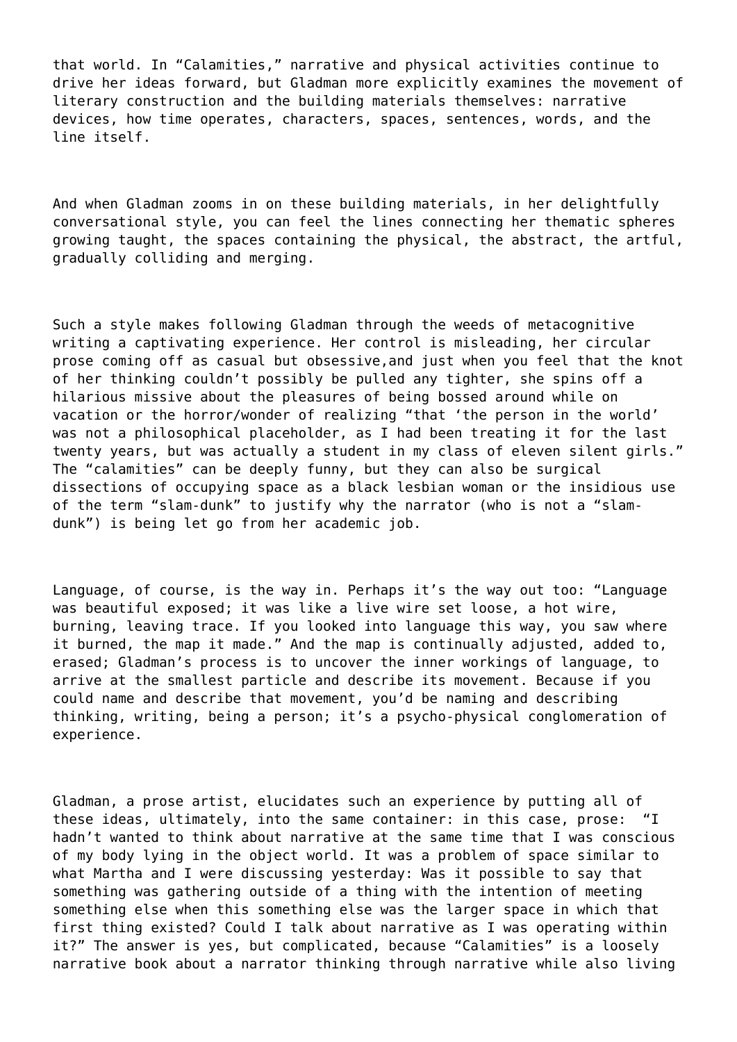that world. In "Calamities," narrative and physical activities continue to drive her ideas forward, but Gladman more explicitly examines the movement of literary construction and the building materials themselves: narrative devices, how time operates, characters, spaces, sentences, words, and the line itself.

And when Gladman zooms in on these building materials, in her delightfully conversational style, you can feel the lines connecting her thematic spheres growing taught, the spaces containing the physical, the abstract, the artful, gradually colliding and merging.

Such a style makes following Gladman through the weeds of metacognitive writing a captivating experience. Her control is misleading, her circular prose coming off as casual but obsessive,and just when you feel that the knot of her thinking couldn't possibly be pulled any tighter, she spins off a hilarious missive about the pleasures of being bossed around while on vacation or the horror/wonder of realizing "that 'the person in the world' was not a philosophical placeholder, as I had been treating it for the last twenty years, but was actually a student in my class of eleven silent girls." The "calamities" can be deeply funny, but they can also be surgical dissections of occupying space as a black lesbian woman or the insidious use of the term "slam-dunk" to justify why the narrator (who is not a "slam-dunk") is being let go from her academic job.

Language, of course, is the way in. Perhaps it's the way out too: "Language was beautiful exposed; it was like a live wire set loose, a hot wire, burning, leaving trace. If you looked into language this way, you saw where it burned, the map it made." And the map is continually adjusted, added to, erased; Gladman's process is to uncover the inner workings of language, to arrive at the smallest particle and describe its movement. Because if you could name and describe that movement, you'd be naming and describing thinking, writing, being a person; it's a psycho-physical conglomeration of experience.

Gladman, a prose artist, elucidates such an experience by putting all of these ideas, ultimately, into the same container: in this case, prose: "I hadn't wanted to think about narrative at the same time that I was conscious of my body lying in the object world. It was a problem of space similar to what Martha and I were discussing yesterday: Was it possible to say that something was gathering outside of a thing with the intention of meeting something else when this something else was the larger space in which that first thing existed? Could I talk about narrative as I was operating within it?" The answer is yes, but complicated, because "Calamities" is a loosely narrative book about a narrator thinking through narrative while also living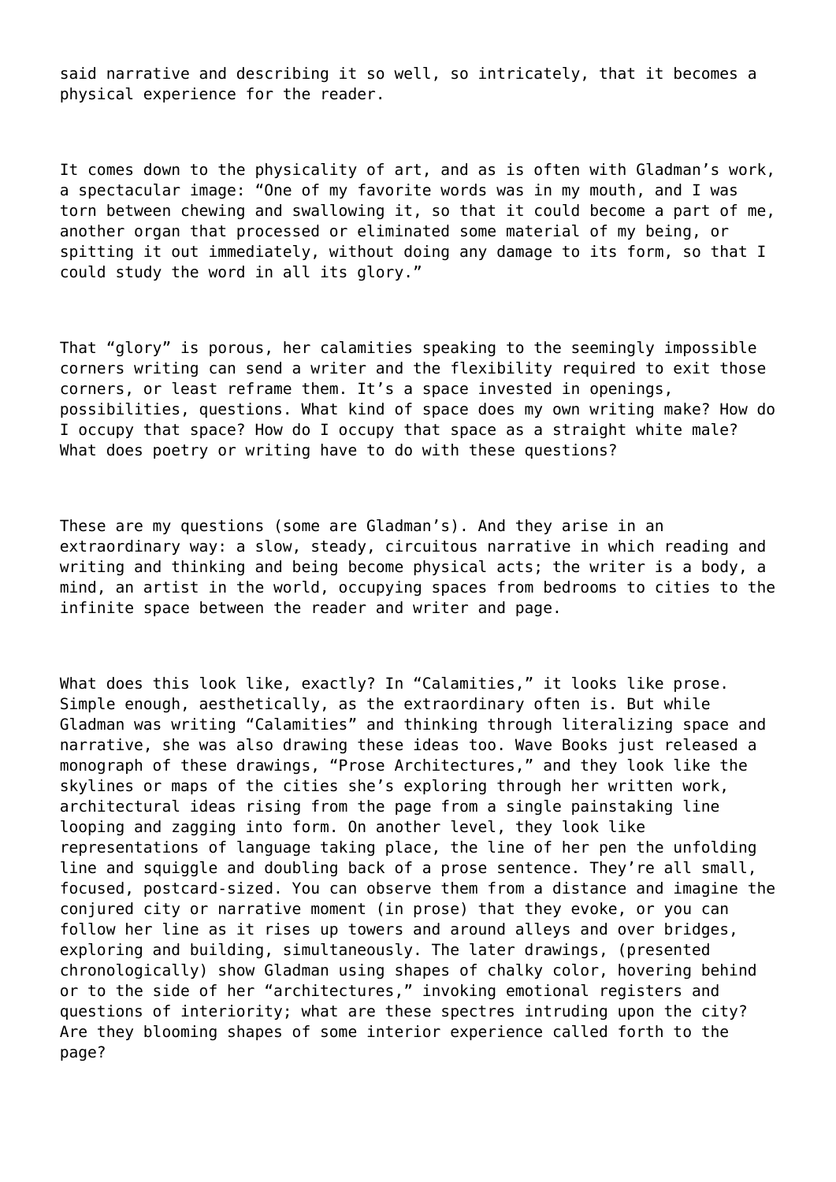said narrative and describing it so well, so intricately, that it becomes a physical experience for the reader.

It comes down to the physicality of art, and as is often with Gladman's work, a spectacular image: "One of my favorite words was in my mouth, and I was torn between chewing and swallowing it, so that it could become a part of me, another organ that processed or eliminated some material of my being, or spitting it out immediately, without doing any damage to its form, so that I could study the word in all its glory."

That "glory" is porous, her calamities speaking to the seemingly impossible corners writing can send a writer and the flexibility required to exit those corners, or least reframe them. It's a space invested in openings, possibilities, questions. What kind of space does my own writing make? How do I occupy that space? How do I occupy that space as a straight white male? What does poetry or writing have to do with these questions?

These are my questions (some are Gladman's). And they arise in an extraordinary way: a slow, steady, circuitous narrative in which reading and writing and thinking and being become physical acts; the writer is a body, a mind, an artist in the world, occupying spaces from bedrooms to cities to the infinite space between the reader and writer and page.

What does this look like, exactly? In "Calamities," it looks like prose. Simple enough, aesthetically, as the extraordinary often is. But while Gladman was writing "Calamities" and thinking through literalizing space and narrative, she was also drawing these ideas too. Wave Books just released a monograph of these drawings, "Prose Architectures," and they look like the skylines or maps of the cities she's exploring through her written work, architectural ideas rising from the page from a single painstaking line looping and zagging into form. On another level, they look like representations of language taking place, the line of her pen the unfolding line and squiggle and doubling back of a prose sentence. They're all small, focused, postcard-sized. You can observe them from a distance and imagine the conjured city or narrative moment (in prose) that they evoke, or you can follow her line as it rises up towers and around alleys and over bridges, exploring and building, simultaneously. The later drawings, (presented chronologically) show Gladman using shapes of chalky color, hovering behind or to the side of her "architectures," invoking emotional registers and questions of interiority; what are these spectres intruding upon the city? Are they blooming shapes of some interior experience called forth to the page?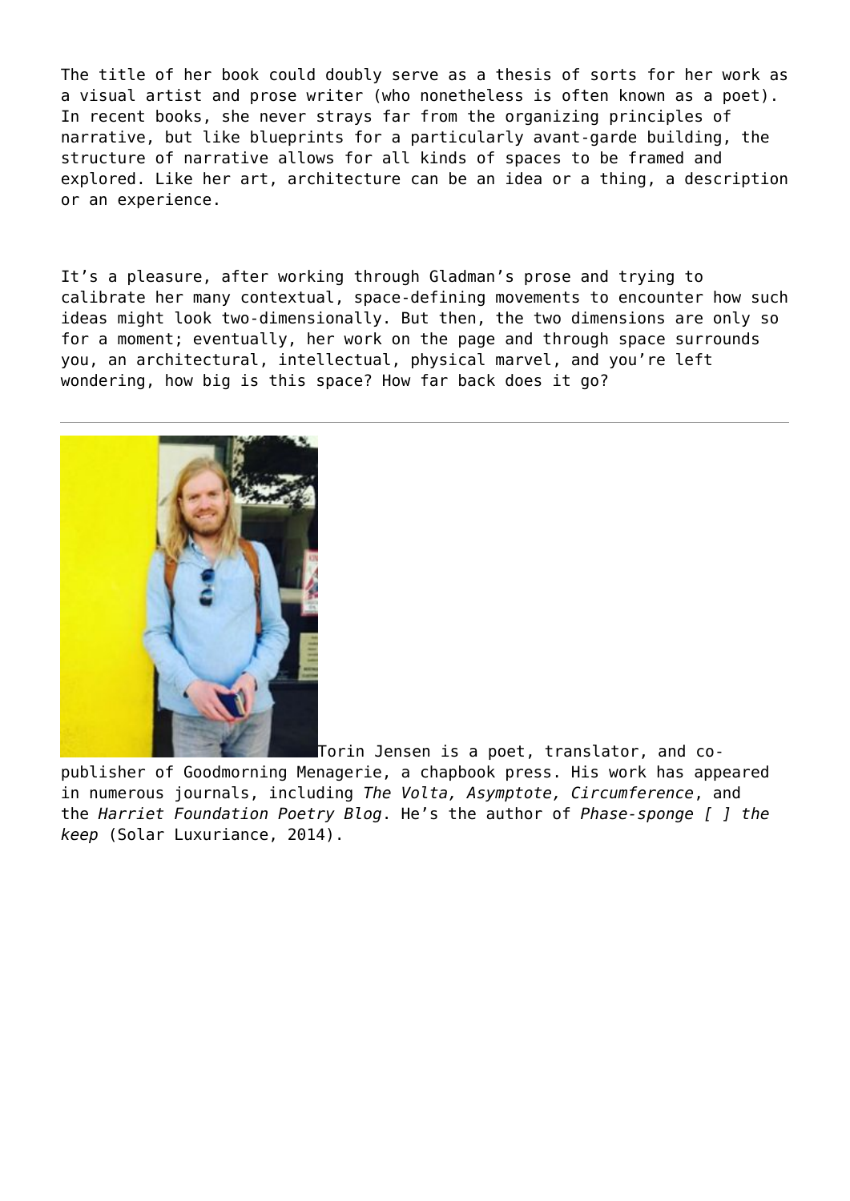The title of her book could doubly serve as a thesis of sorts for her work as a visual artist and prose writer (who nonetheless is often known as a poet). In recent books, she never strays far from the organizing principles of narrative, but like blueprints for a particularly avant-garde building, the structure of narrative allows for all kinds of spaces to be framed and explored. Like her art, architecture can be an idea or a thing, a description or an experience.

It's a pleasure, after working through Gladman's prose and trying to calibrate her many contextual, space-defining movements to encounter how such ideas might look two-dimensionally. But then, the two dimensions are only so for a moment; eventually, her work on the page and through space surrounds you, an architectural, intellectual, physical marvel, and you're left wondering, how big is this space? How far back does it go?

---

Torin Jensen is a poet, translator, and co-publisher of Goodmorning Menagerie, a chapbook press. His work has appeared in numerous journals, including *The Volta, Asymptote, Circumference*, and the *Harriet Foundation Poetry Blog*. He's the author of *Phase-sponge [ ] the keep* (Solar Luxuriance, 2014).